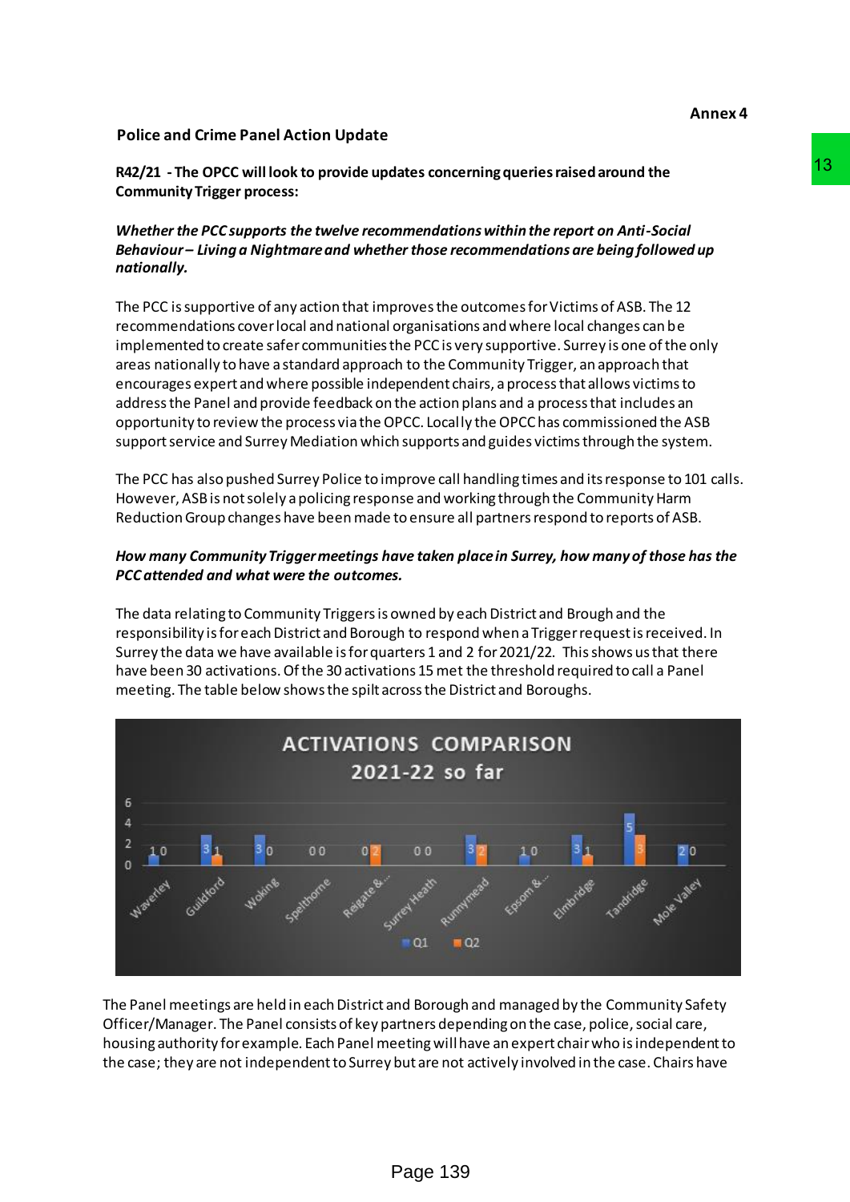**Annex 4**

## Police and Crime Panel Action Update

**R42/21 - The OPCC will look to provide updates concerning queries raised around the Community Trigger process:**

***Whether the PCC supports the twelve recommendations within the report on Anti-Social Behaviour – Living a Nightmare and whether those recommendations are being followed up nationally.***

The PCC is supportive of any action that improves the outcomes for Victims of ASB. The 12 recommendations cover local and national organisations and where local changes can be implemented to create safer communities the PCC is very supportive. Surrey is one of the only areas nationally to have a standard approach to the Community Trigger, an approach that encourages expert and where possible independent chairs, a process that allows victims to address the Panel and provide feedback on the action plans and a process that includes an opportunity to review the process via the OPCC. Locally the OPCC has commissioned the ASB support service and Surrey Mediation which supports and guides victims through the system.

The PCC has also pushed Surrey Police to improve call handling times and its response to 101 calls. However, ASB is not solely a policing response and working through the Community Harm Reduction Group changes have been made to ensure all partners respond to reports of ASB.

***How many Community Trigger meetings have taken place in Surrey, how many of those has the PCC attended and what were the outcomes.***

The data relating to Community Triggers is owned by each District and Brough and the responsibility is for each District and Borough to respond when a Trigger request is received. In Surrey the data we have available is for quarters 1 and 2 for 2021/22. This shows us that there have been 30 activations. Of the 30 activations 15 met the threshold required to call a Panel meeting. The table below shows the spilt across the District and Boroughs.

**ACTIVATIONS COMPARISON 2021-22 so far**

| | Q1 | Q2 |
|---|---|---|
| Waverley | 1 | 0 |
| Guildford | 3 | 1 |
| Woking | 3 | 0 |
| Spelthorne | 0 | 0 |
| Reigate &... | 0 | 2 |
| Surrey Heath | 0 | 0 |
| Runnymead | 3 | 2 |
| Epsom &... | 1 | 0 |
| Elmbridge | 3 | 1 |
| Tandridge | 5 | 3 |
| Mole Valley | 2 | 0 |

The Panel meetings are held in each District and Borough and managed by the Community Safety Officer/Manager. The Panel consists of key partners depending on the case, police, social care, housing authority for example. Each Panel meeting will have an expert chair who is independent to the case; they are not independent to Surrey but are not actively involved in the case. Chairs have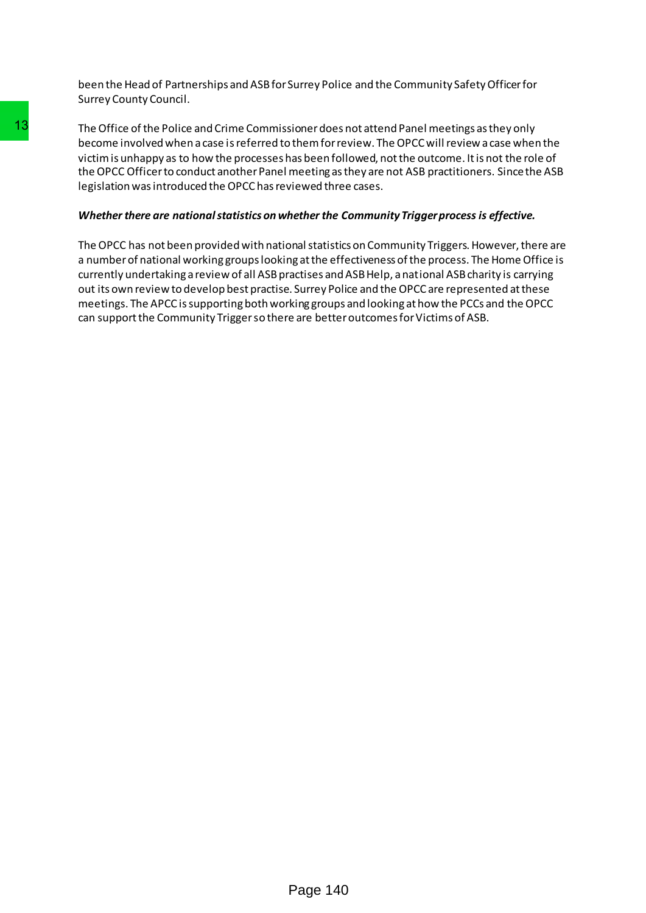been the Head of Partnerships and ASB for Surrey Police and the Community Safety Officer for Surrey County Council.

The Office of the Police and Crime Commissioner does not attend Panel meetings as they only become involved when a case is referred to them for review. The OPCC will review a case when the victim is unhappy as to how the processes has been followed, not the outcome. It is not the role of the OPCC Officer to conduct another Panel meeting as they are not ASB practitioners. Since the ASB legislation was introduced the OPCC has reviewed three cases.

***Whether there are national statistics on whether the Community Trigger process is effective.***

The OPCC has not been provided with national statistics on Community Triggers. However, there are a number of national working groups looking at the effectiveness of the process. The Home Office is currently undertaking a review of all ASB practises and ASB Help, a national ASB charity is carrying out its own review to develop best practise. Surrey Police and the OPCC are represented at these meetings. The APCC is supporting both working groups and looking at how the PCCs and the OPCC can support the Community Trigger so there are better outcomes for Victims of ASB.